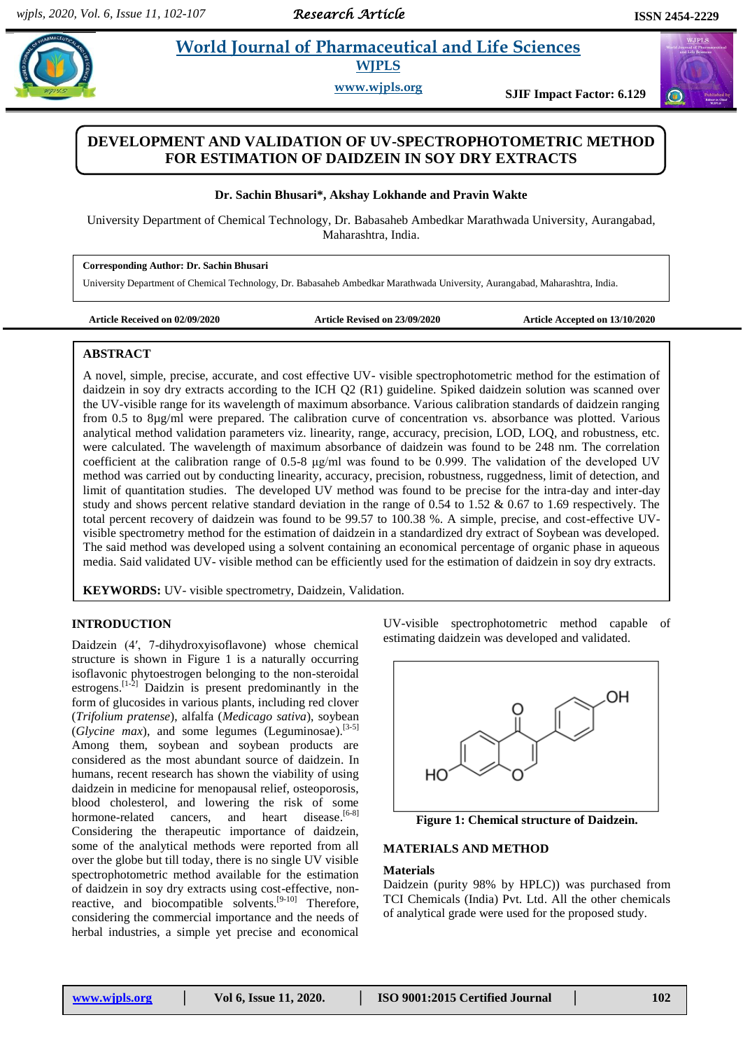# DEVELOPMENT AND VALIDATION OF UV-SPECTROPHOTOMETRIC METHOD FOR ESTIMATION OF DAIDZEIN IN SOY DRY EXTRACTS

**Dr. Sachin Bhusari\*, Akshay Lokhande and Pravin Wakte**

University Department of Chemical Technology, Dr. Babasaheb Ambedkar Marathwada University, Aurangabad, Maharashtra, India.

**Corresponding Author: Dr. Sachin Bhusari**

University Department of Chemical Technology, Dr. Babasaheb Ambedkar Marathwada University, Aurangabad, Maharashtra, India.

**Article Received on 02/09/2020** **Article Revised on 23/09/2020** **Article Accepted on 13/10/2020**

## ABSTRACT

A novel, simple, precise, accurate, and cost effective UV- visible spectrophotometric method for the estimation of daidzein in soy dry extracts according to the ICH Q2 (R1) guideline. Spiked daidzein solution was scanned over the UV-visible range for its wavelength of maximum absorbance. Various calibration standards of daidzein ranging from 0.5 to 8µg/ml were prepared. The calibration curve of concentration vs. absorbance was plotted. Various analytical method validation parameters viz. linearity, range, accuracy, precision, LOD, LOQ, and robustness, etc. were calculated. The wavelength of maximum absorbance of daidzein was found to be 248 nm. The correlation coefficient at the calibration range of 0.5-8 µg/ml was found to be 0.999. The validation of the developed UV method was carried out by conducting linearity, accuracy, precision, robustness, ruggedness, limit of detection, and limit of quantitation studies. The developed UV method was found to be precise for the intra-day and inter-day study and shows percent relative standard deviation in the range of 0.54 to 1.52 & 0.67 to 1.69 respectively. The total percent recovery of daidzein was found to be 99.57 to 100.38 %. A simple, precise, and cost-effective UV-visible spectrometry method for the estimation of daidzein in a standardized dry extract of Soybean was developed. The said method was developed using a solvent containing an economical percentage of organic phase in aqueous media. Said validated UV- visible method can be efficiently used for the estimation of daidzein in soy dry extracts.

**KEYWORDS:** UV- visible spectrometry, Daidzein, Validation.

## INTRODUCTION

Daidzein (4′, 7-dihydroxyisoflavone) whose chemical structure is shown in Figure 1 is a naturally occurring isoflavonic phytoestrogen belonging to the non-steroidal estrogens.[1-2] Daidzin is present predominantly in the form of glucosides in various plants, including red clover (*Trifolium pratense*), alfalfa (*Medicago sativa*), soybean (*Glycine max*), and some legumes (Leguminosae).[3-5] Among them, soybean and soybean products are considered as the most abundant source of daidzein. In humans, recent research has shown the viability of using daidzein in medicine for menopausal relief, osteoporosis, blood cholesterol, and lowering the risk of some hormone-related cancers, and heart disease.[6-8] Considering the therapeutic importance of daidzein, some of the analytical methods were reported from all over the globe but till today, there is no single UV visible spectrophotometric method available for the estimation of daidzein in soy dry extracts using cost-effective, non-reactive, and biocompatible solvents.[9-10] Therefore, considering the commercial importance and the needs of herbal industries, a simple yet precise and economical UV-visible spectrophotometric method capable of estimating daidzein was developed and validated.

**Figure 1: Chemical structure of Daidzein.**

## MATERIALS AND METHOD

### Materials

Daidzein (purity 98% by HPLC)) was purchased from TCI Chemicals (India) Pvt. Ltd. All the other chemicals of analytical grade were used for the proposed study.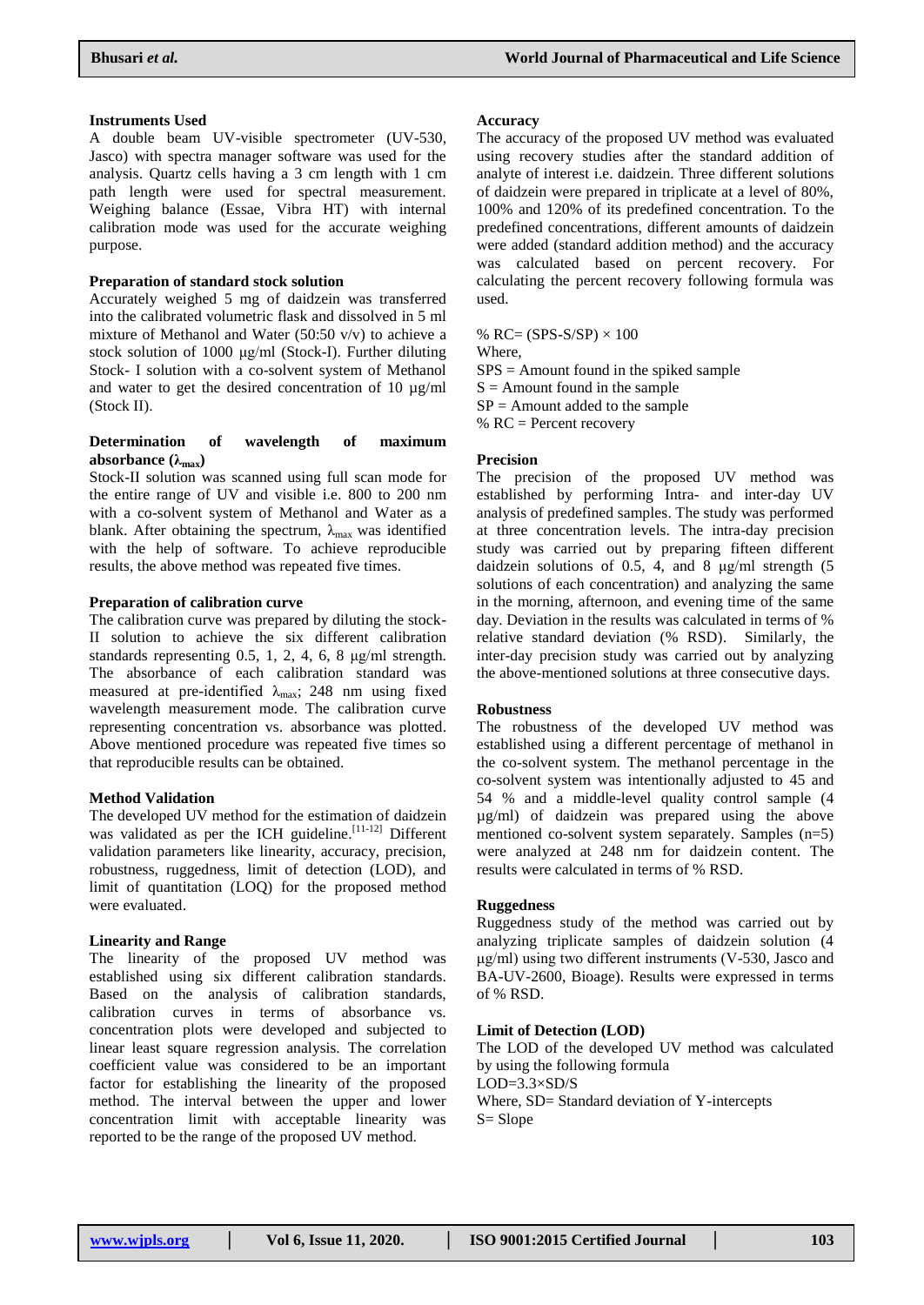### Instruments Used

A double beam UV-visible spectrometer (UV-530, Jasco) with spectra manager software was used for the analysis. Quartz cells having a 3 cm length with 1 cm path length were used for spectral measurement. Weighing balance (Essae, Vibra HT) with internal calibration mode was used for the accurate weighing purpose.

### Preparation of standard stock solution

Accurately weighed 5 mg of daidzein was transferred into the calibrated volumetric flask and dissolved in 5 ml mixture of Methanol and Water (50:50 v/v) to achieve a stock solution of 1000 μg/ml (Stock-I). Further diluting Stock- I solution with a co-solvent system of Methanol and water to get the desired concentration of 10 μg/ml (Stock II).

### Determination of wavelength of maximum absorbance ($\lambda_{max}$)

Stock-II solution was scanned using full scan mode for the entire range of UV and visible i.e. 800 to 200 nm with a co-solvent system of Methanol and Water as a blank. After obtaining the spectrum, $\lambda_{max}$ was identified with the help of software. To achieve reproducible results, the above method was repeated five times.

### Preparation of calibration curve

The calibration curve was prepared by diluting the stock-II solution to achieve the six different calibration standards representing 0.5, 1, 2, 4, 6, 8 μg/ml strength. The absorbance of each calibration standard was measured at pre-identified $\lambda_{max}$; 248 nm using fixed wavelength measurement mode. The calibration curve representing concentration vs. absorbance was plotted. Above mentioned procedure was repeated five times so that reproducible results can be obtained.

### Method Validation

The developed UV method for the estimation of daidzein was validated as per the ICH guideline.[11-12] Different validation parameters like linearity, accuracy, precision, robustness, ruggedness, limit of detection (LOD), and limit of quantitation (LOQ) for the proposed method were evaluated.

### Linearity and Range

The linearity of the proposed UV method was established using six different calibration standards. Based on the analysis of calibration standards, calibration curves in terms of absorbance vs. concentration plots were developed and subjected to linear least square regression analysis. The correlation coefficient value was considered to be an important factor for establishing the linearity of the proposed method. The interval between the upper and lower concentration limit with acceptable linearity was reported to be the range of the proposed UV method.

### Accuracy

The accuracy of the proposed UV method was evaluated using recovery studies after the standard addition of analyte of interest i.e. daidzein. Three different solutions of daidzein were prepared in triplicate at a level of 80%, 100% and 120% of its predefined concentration. To the predefined concentrations, different amounts of daidzein were added (standard addition method) and the accuracy was calculated based on percent recovery. For calculating the percent recovery following formula was used.

$$\% RC = (SPS\text{-}S/SP) \times 100$$

Where,
SPS = Amount found in the spiked sample
S = Amount found in the sample
SP = Amount added to the sample
% RC = Percent recovery

### Precision

The precision of the proposed UV method was established by performing Intra- and inter-day UV analysis of predefined samples. The study was performed at three concentration levels. The intra-day precision study was carried out by preparing fifteen different daidzein solutions of 0.5, 4, and 8 μg/ml strength (5 solutions of each concentration) and analyzing the same in the morning, afternoon, and evening time of the same day. Deviation in the results was calculated in terms of % relative standard deviation (% RSD). Similarly, the inter-day precision study was carried out by analyzing the above-mentioned solutions at three consecutive days.

### Robustness

The robustness of the developed UV method was established using a different percentage of methanol in the co-solvent system. The methanol percentage in the co-solvent system was intentionally adjusted to 45 and 54 % and a middle-level quality control sample (4 μg/ml) of daidzein was prepared using the above mentioned co-solvent system separately. Samples (n=5) were analyzed at 248 nm for daidzein content. The results were calculated in terms of % RSD.

### Ruggedness

Ruggedness study of the method was carried out by analyzing triplicate samples of daidzein solution (4 μg/ml) using two different instruments (V-530, Jasco and BA-UV-2600, Bioage). Results were expressed in terms of % RSD.

### Limit of Detection (LOD)

The LOD of the developed UV method was calculated by using the following formula

$$LOD = 3.3 \times SD/S$$

Where, SD= Standard deviation of Y-intercepts
S= Slope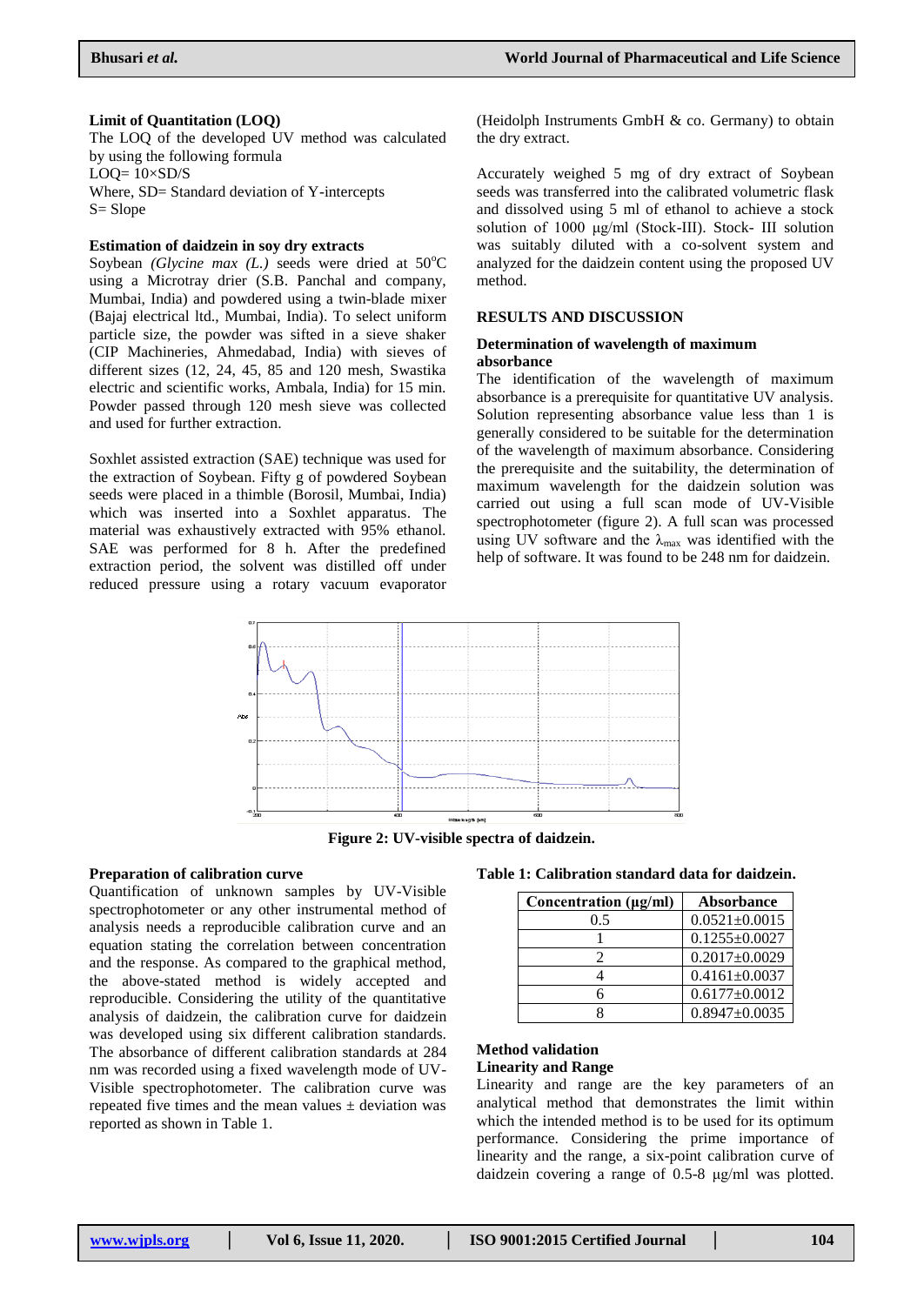### Limit of Quantitation (LOQ)

The LOQ of the developed UV method was calculated by using the following formula

LOQ= 10×SD/S

Where, SD= Standard deviation of Y-intercepts

S= Slope

### Estimation of daidzein in soy dry extracts

Soybean *(Glycine max (L.)* seeds were dried at 50$^{o}$C using a Microtray drier (S.B. Panchal and company, Mumbai, India) and powdered using a twin-blade mixer (Bajaj electrical ltd., Mumbai, India). To select uniform particle size, the powder was sifted in a sieve shaker (CIP Machineries, Ahmedabad, India) with sieves of different sizes (12, 24, 45, 85 and 120 mesh, Swastika electric and scientific works, Ambala, India) for 15 min. Powder passed through 120 mesh sieve was collected and used for further extraction.

Soxhlet assisted extraction (SAE) technique was used for the extraction of Soybean. Fifty g of powdered Soybean seeds were placed in a thimble (Borosil, Mumbai, India) which was inserted into a Soxhlet apparatus. The material was exhaustively extracted with 95% ethanol. SAE was performed for 8 h. After the predefined extraction period, the solvent was distilled off under reduced pressure using a rotary vacuum evaporator (Heidolph Instruments GmbH & co. Germany) to obtain the dry extract.

Accurately weighed 5 mg of dry extract of Soybean seeds was transferred into the calibrated volumetric flask and dissolved using 5 ml of ethanol to achieve a stock solution of 1000 μg/ml (Stock-III). Stock- III solution was suitably diluted with a co-solvent system and analyzed for the daidzein content using the proposed UV method.

## RESULTS AND DISCUSSION

### Determination of wavelength of maximum absorbance

The identification of the wavelength of maximum absorbance is a prerequisite for quantitative UV analysis. Solution representing absorbance value less than 1 is generally considered to be suitable for the determination of the wavelength of maximum absorbance. Considering the prerequisite and the suitability, the determination of maximum wavelength for the daidzein solution was carried out using a full scan mode of UV-Visible spectrophotometer (figure 2). A full scan was processed using UV software and the $\lambda_{max}$ was identified with the help of software. It was found to be 248 nm for daidzein.

**Figure 2: UV-visible spectra of daidzein.**

### Preparation of calibration curve

Quantification of unknown samples by UV-Visible spectrophotometer or any other instrumental method of analysis needs a reproducible calibration curve and an equation stating the correlation between concentration and the response. As compared to the graphical method, the above-stated method is widely accepted and reproducible. Considering the utility of the quantitative analysis of daidzein, the calibration curve for daidzein was developed using six different calibration standards. The absorbance of different calibration standards at 284 nm was recorded using a fixed wavelength mode of UV-Visible spectrophotometer. The calibration curve was repeated five times and the mean values ± deviation was reported as shown in Table 1.

**Table 1: Calibration standard data for daidzein.**

| Concentration (μg/ml) | Absorbance |
|---|---|
| 0.5 | 0.0521±0.0015 |
| 1 | 0.1255±0.0027 |
| 2 | 0.2017±0.0029 |
| 4 | 0.4161±0.0037 |
| 6 | 0.6177±0.0012 |
| 8 | 0.8947±0.0035 |

### Method validation

### Linearity and Range

Linearity and range are the key parameters of an analytical method that demonstrates the limit within which the intended method is to be used for its optimum performance. Considering the prime importance of linearity and the range, a six-point calibration curve of daidzein covering a range of 0.5-8 μg/ml was plotted.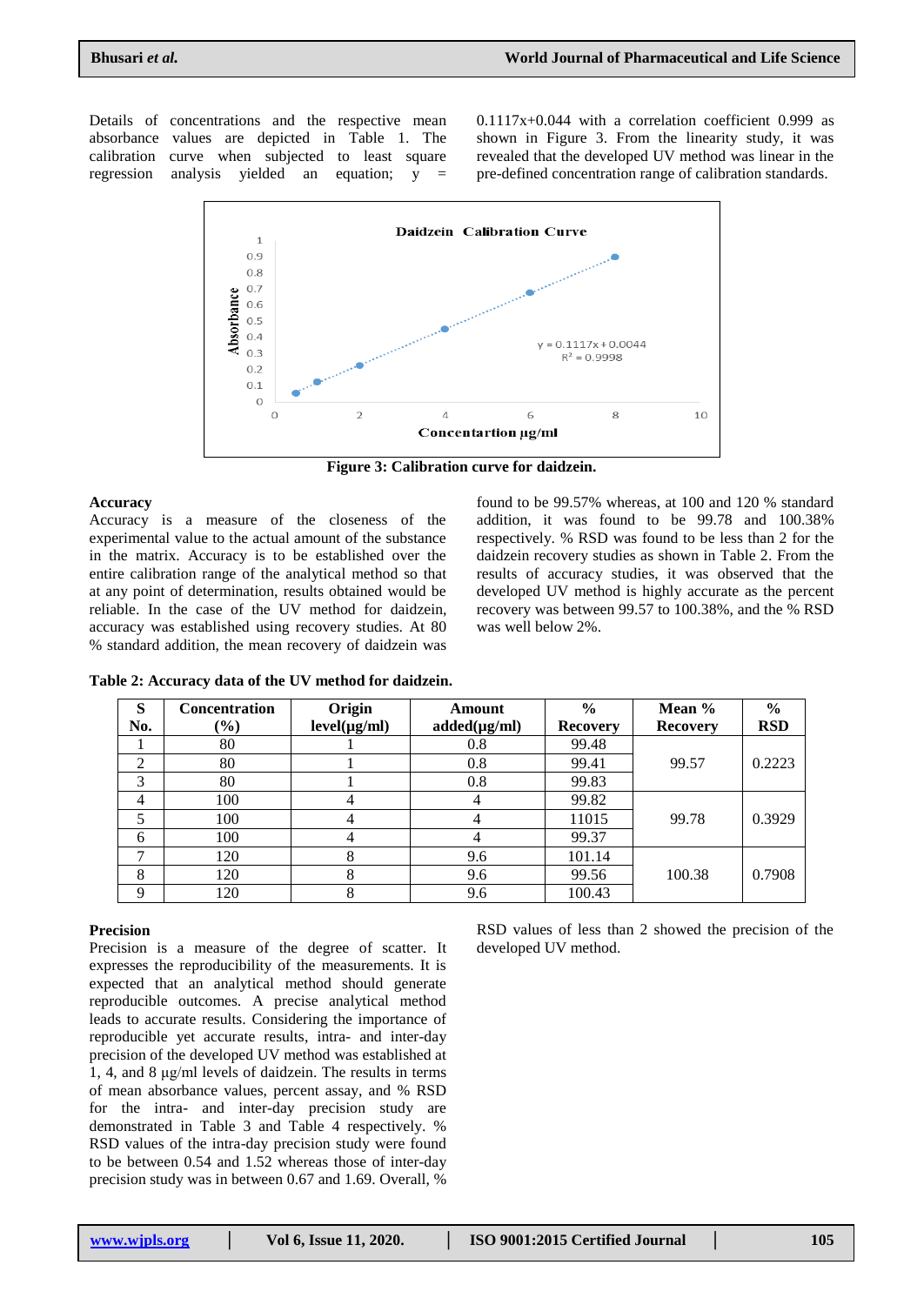Details of concentrations and the respective mean absorbance values are depicted in Table 1. The calibration curve when subjected to least square regression analysis yielded an equation; y = 0.1117x+0.044 with a correlation coefficient 0.999 as shown in Figure 3. From the linearity study, it was revealed that the developed UV method was linear in the pre-defined concentration range of calibration standards.

**Figure 3: Calibration curve for daidzein.**

### Accuracy

Accuracy is a measure of the closeness of the experimental value to the actual amount of the substance in the matrix. Accuracy is to be established over the entire calibration range of the analytical method so that at any point of determination, results obtained would be reliable. In the case of the UV method for daidzein, accuracy was established using recovery studies. At 80 % standard addition, the mean recovery of daidzein was found to be 99.57% whereas, at 100 and 120 % standard addition, it was found to be 99.78 and 100.38% respectively. % RSD was found to be less than 2 for the daidzein recovery studies as shown in Table 2. From the results of accuracy studies, it was observed that the developed UV method is highly accurate as the percent recovery was between 99.57 to 100.38%, and the % RSD was well below 2%.

**Table 2: Accuracy data of the UV method for daidzein.**

| S No. | Concentration (%) | Origin level(µg/ml) | Amount added(µg/ml) | % Recovery | Mean % Recovery | % RSD |
|---|---|---|---|---|---|---|
| 1 | 80 | 1 | 0.8 | 99.48 | 99.57 | 0.2223 |
| 2 | 80 | 1 | 0.8 | 99.41 | | |
| 3 | 80 | 1 | 0.8 | 99.83 | | |
| 4 | 100 | 4 | 4 | 99.82 | 99.78 | 0.3929 |
| 5 | 100 | 4 | 4 | 11015 | | |
| 6 | 100 | 4 | 4 | 99.37 | | |
| 7 | 120 | 8 | 9.6 | 101.14 | 100.38 | 0.7908 |
| 8 | 120 | 8 | 9.6 | 99.56 | | |
| 9 | 120 | 8 | 9.6 | 100.43 | | |

### Precision

Precision is a measure of the degree of scatter. It expresses the reproducibility of the measurements. It is expected that an analytical method should generate reproducible outcomes. A precise analytical method leads to accurate results. Considering the importance of reproducible yet accurate results, intra- and inter-day precision of the developed UV method was established at 1, 4, and 8 µg/ml levels of daidzein. The results in terms of mean absorbance values, percent assay, and % RSD for the intra- and inter-day precision study are demonstrated in Table 3 and Table 4 respectively. % RSD values of the intra-day precision study were found to be between 0.54 and 1.52 whereas those of inter-day precision study was in between 0.67 and 1.69. Overall, % RSD values of less than 2 showed the precision of the developed UV method.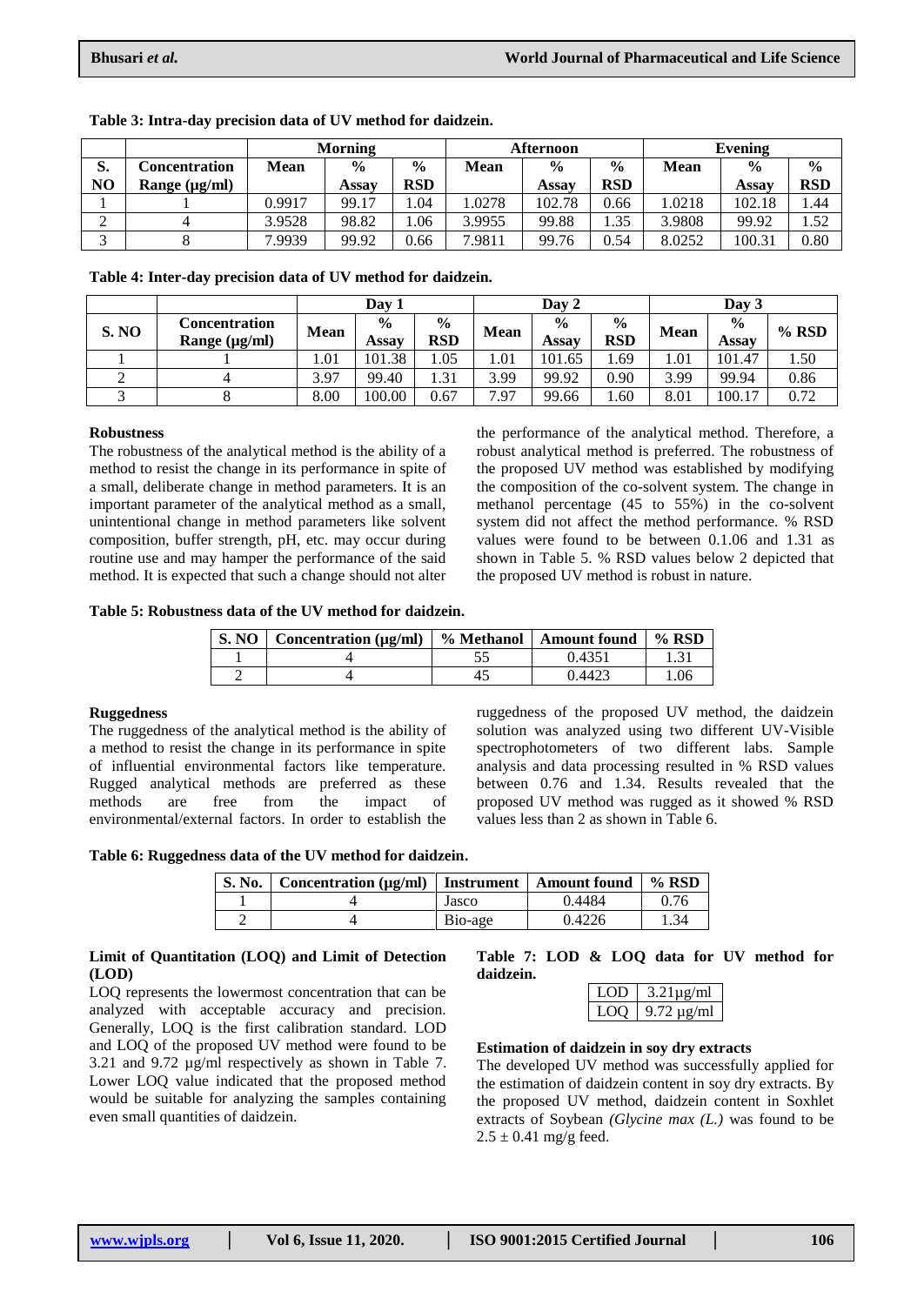**Table 3: Intra-day precision data of UV method for daidzein.**

| S. NO | Concentration Range (µg/ml) | Morning | | | Afternoon | | | Evening | | |
|---|---|---|---|---|---|---|---|---|---|---|
| | | Mean | % Assay | % RSD | Mean | % Assay | % RSD | Mean | % Assay | % RSD |
| 1 | 1 | 0.9917 | 99.17 | 1.04 | 1.0278 | 102.78 | 0.66 | 1.0218 | 102.18 | 1.44 |
| 2 | 4 | 3.9528 | 98.82 | 1.06 | 3.9955 | 99.88 | 1.35 | 3.9808 | 99.92 | 1.52 |
| 3 | 8 | 7.9939 | 99.92 | 0.66 | 7.9811 | 99.76 | 0.54 | 8.0252 | 100.31 | 0.80 |

**Table 4: Inter-day precision data of UV method for daidzein.**

| S. NO | Concentration Range (µg/ml) | Day 1 | | | Day 2 | | | Day 3 | | |
|---|---|---|---|---|---|---|---|---|---|---|
| | | Mean | % Assay | % RSD | Mean | % Assay | % RSD | Mean | % Assay | % RSD |
| 1 | 1 | 1.01 | 101.38 | 1.05 | 1.01 | 101.65 | 1.69 | 1.01 | 101.47 | 1.50 |
| 2 | 4 | 3.97 | 99.40 | 1.31 | 3.99 | 99.92 | 0.90 | 3.99 | 99.94 | 0.86 |
| 3 | 8 | 8.00 | 100.00 | 0.67 | 7.97 | 99.66 | 1.60 | 8.01 | 100.17 | 0.72 |

**Robustness**

The robustness of the analytical method is the ability of a method to resist the change in its performance in spite of a small, deliberate change in method parameters. It is an important parameter of the analytical method as a small, unintentional change in method parameters like solvent composition, buffer strength, pH, etc. may occur during routine use and may hamper the performance of the said method. It is expected that such a change should not alter the performance of the analytical method. Therefore, a robust analytical method is preferred. The robustness of the proposed UV method was established by modifying the composition of the co-solvent system. The change in methanol percentage (45 to 55%) in the co-solvent system did not affect the method performance. % RSD values were found to be between 0.1.06 and 1.31 as shown in Table 5. % RSD values below 2 depicted that the proposed UV method is robust in nature.

**Table 5: Robustness data of the UV method for daidzein.**

| S. NO | Concentration (µg/ml) | % Methanol | Amount found | % RSD |
|---|---|---|---|---|
| 1 | 4 | 55 | 0.4351 | 1.31 |
| 2 | 4 | 45 | 0.4423 | 1.06 |

**Ruggedness**

The ruggedness of the analytical method is the ability of a method to resist the change in its performance in spite of influential environmental factors like temperature. Rugged analytical methods are preferred as these methods are free from the impact of environmental/external factors. In order to establish the ruggedness of the proposed UV method, the daidzein solution was analyzed using two different UV-Visible spectrophotometers of two different labs. Sample analysis and data processing resulted in % RSD values between 0.76 and 1.34. Results revealed that the proposed UV method was rugged as it showed % RSD values less than 2 as shown in Table 6.

**Table 6: Ruggedness data of the UV method for daidzein.**

| S. No. | Concentration (µg/ml) | Instrument | Amount found | % RSD |
|---|---|---|---|---|
| 1 | 4 | Jasco | 0.4484 | 0.76 |
| 2 | 4 | Bio-age | 0.4226 | 1.34 |

**Limit of Quantitation (LOQ) and Limit of Detection (LOD)**

LOQ represents the lowermost concentration that can be analyzed with acceptable accuracy and precision. Generally, LOQ is the first calibration standard. LOD and LOQ of the proposed UV method were found to be 3.21 and 9.72 µg/ml respectively as shown in Table 7. Lower LOQ value indicated that the proposed method would be suitable for analyzing the samples containing even small quantities of daidzein.

**Table 7: LOD & LOQ data for UV method for daidzein.**

| | |
|---|---|
| LOD | 3.21µg/ml |
| LOQ | 9.72 µg/ml |

**Estimation of daidzein in soy dry extracts**

The developed UV method was successfully applied for the estimation of daidzein content in soy dry extracts. By the proposed UV method, daidzein content in Soxhlet extracts of Soybean *(Glycine max (L.)* was found to be 2.5 ± 0.41 mg/g feed.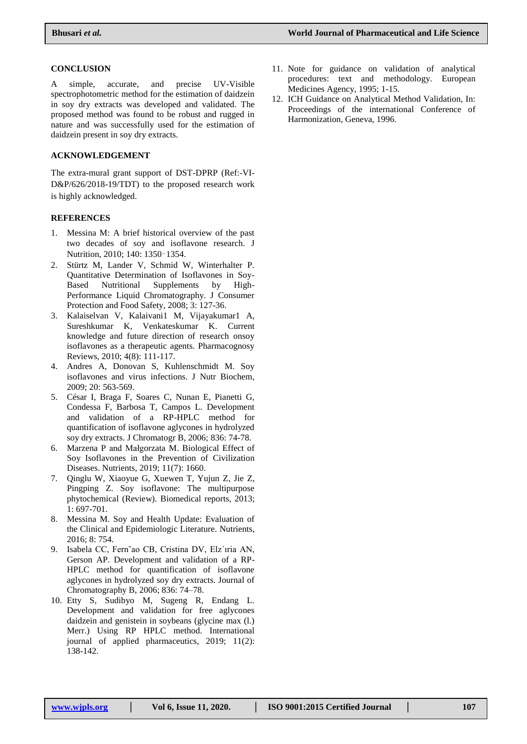## CONCLUSION

A simple, accurate, and precise UV-Visible spectrophotometric method for the estimation of daidzein in soy dry extracts was developed and validated. The proposed method was found to be robust and rugged in nature and was successfully used for the estimation of daidzein present in soy dry extracts.

## ACKNOWLEDGEMENT

The extra-mural grant support of DST-DPRP (Ref:-VI-D&P/626/2018-19/TDT) to the proposed research work is highly acknowledged.

## REFERENCES

1. Messina M: A brief historical overview of the past two decades of soy and isoflavone research. J Nutrition, 2010; 140: 1350‑1354.
2. Stürtz M, Lander V, Schmid W, Winterhalter P. Quantitative Determination of Isoflavones in Soy-Based Nutritional Supplements by High-Performance Liquid Chromatography. J Consumer Protection and Food Safety, 2008; 3: 127-36.
3. Kalaiselvan V, Kalaivani1 M, Vijayakumar1 A, Sureshkumar K, Venkateskumar K. Current knowledge and future direction of research onsoy isoflavones as a therapeutic agents. Pharmacognosy Reviews, 2010; 4(8): 111-117.
4. Andres A, Donovan S, Kuhlenschmidt M. Soy isoflavones and virus infections. J Nutr Biochem, 2009; 20: 563-569.
5. César I, Braga F, Soares C, Nunan E, Pianetti G, Condessa F, Barbosa T, Campos L. Development and validation of a RP-HPLC method for quantification of isoflavone aglycones in hydrolyzed soy dry extracts. J Chromatogr B, 2006; 836: 74-78.
6. Marzena P and Małgorzata M. Biological Effect of Soy Isoflavones in the Prevention of Civilization Diseases. Nutrients, 2019; 11(7): 1660.
7. Qinglu W, Xiaoyue G, Xuewen T, Yujun Z, Jie Z, Pingping Z. Soy isoflavone: The multipurpose phytochemical (Review). Biomedical reports, 2013; 1: 697-701.
8. Messina M. Soy and Health Update: Evaluation of the Clinical and Epidemiologic Literature. Nutrients, 2016; 8: 754.
9. Isabela CC, Fern˜ao CB, Cristina DV, Elz´ıria AN, Gerson AP. Development and validation of a RP-HPLC method for quantification of isoflavone aglycones in hydrolyzed soy dry extracts. Journal of Chromatography B, 2006; 836: 74–78.
10. Etty S, Sudibyo M, Sugeng R, Endang L. Development and validation for free aglycones daidzein and genistein in soybeans (glycine max (l.) Merr.) Using RP HPLC method. International journal of applied pharmaceutics, 2019; 11(2): 138-142.
11. Note for guidance on validation of analytical procedures: text and methodology. European Medicines Agency, 1995; 1-15.
12. ICH Guidance on Analytical Method Validation, In: Proceedings of the international Conference of Harmonization, Geneva, 1996.